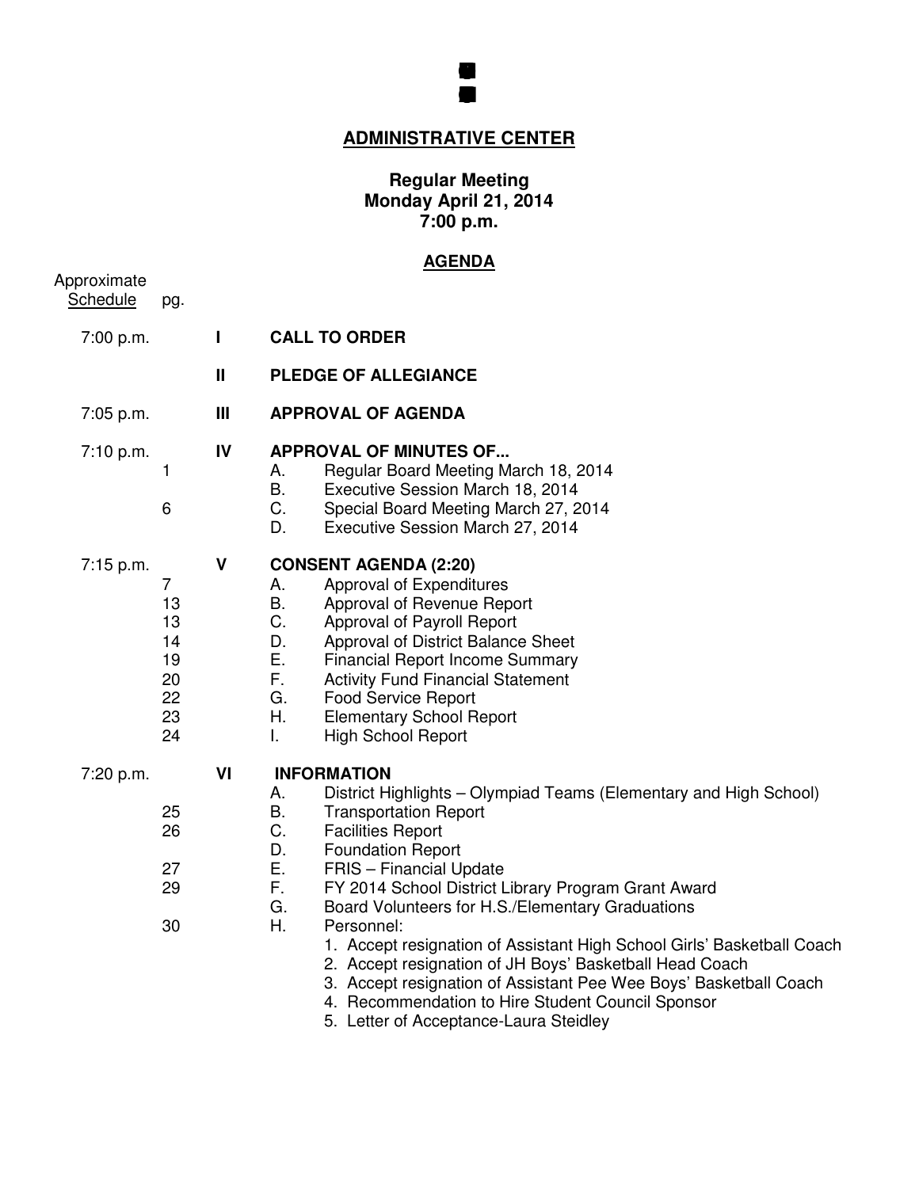## ADMINISTRATIVE CENTER

**Regular Meeting**
**Monday April 21, 2014**
**7:00 p.m.**

## AGENDA

| Approximate Schedule | pg. | | |
|---|---|---|---|
| 7:00 p.m. | | I | **CALL TO ORDER** |
| | | II | **PLEDGE OF ALLEGIANCE** |
| 7:05 p.m. | | III | **APPROVAL OF AGENDA** |
| 7:10 p.m. | | IV | **APPROVAL OF MINUTES OF...** |
| | 1 | | A. Regular Board Meeting March 18, 2014 |
| | | | B. Executive Session March 18, 2014 |
| | 6 | | C. Special Board Meeting March 27, 2014 |
| | | | D. Executive Session March 27, 2014 |
| 7:15 p.m. | | V | **CONSENT AGENDA (2:20)** |
| | 7 | | A. Approval of Expenditures |
| | 13 | | B. Approval of Revenue Report |
| | 13 | | C. Approval of Payroll Report |
| | 14 | | D. Approval of District Balance Sheet |
| | 19 | | E. Financial Report Income Summary |
| | 20 | | F. Activity Fund Financial Statement |
| | 22 | | G. Food Service Report |
| | 23 | | H. Elementary School Report |
| | 24 | | I. High School Report |
| 7:20 p.m. | | VI | **INFORMATION** |
| | | | A. District Highlights – Olympiad Teams (Elementary and High School) |
| | 25 | | B. Transportation Report |
| | 26 | | C. Facilities Report |
| | | | D. Foundation Report |
| | 27 | | E. FRIS – Financial Update |
| | 29 | | F. FY 2014 School District Library Program Grant Award |
| | | | G. Board Volunteers for H.S./Elementary Graduations |
| | 30 | | H. Personnel: |
| | | | 1. Accept resignation of Assistant High School Girls' Basketball Coach |
| | | | 2. Accept resignation of JH Boys' Basketball Head Coach |
| | | | 3. Accept resignation of Assistant Pee Wee Boys' Basketball Coach |
| | | | 4. Recommendation to Hire Student Council Sponsor |
| | | | 5. Letter of Acceptance-Laura Steidley |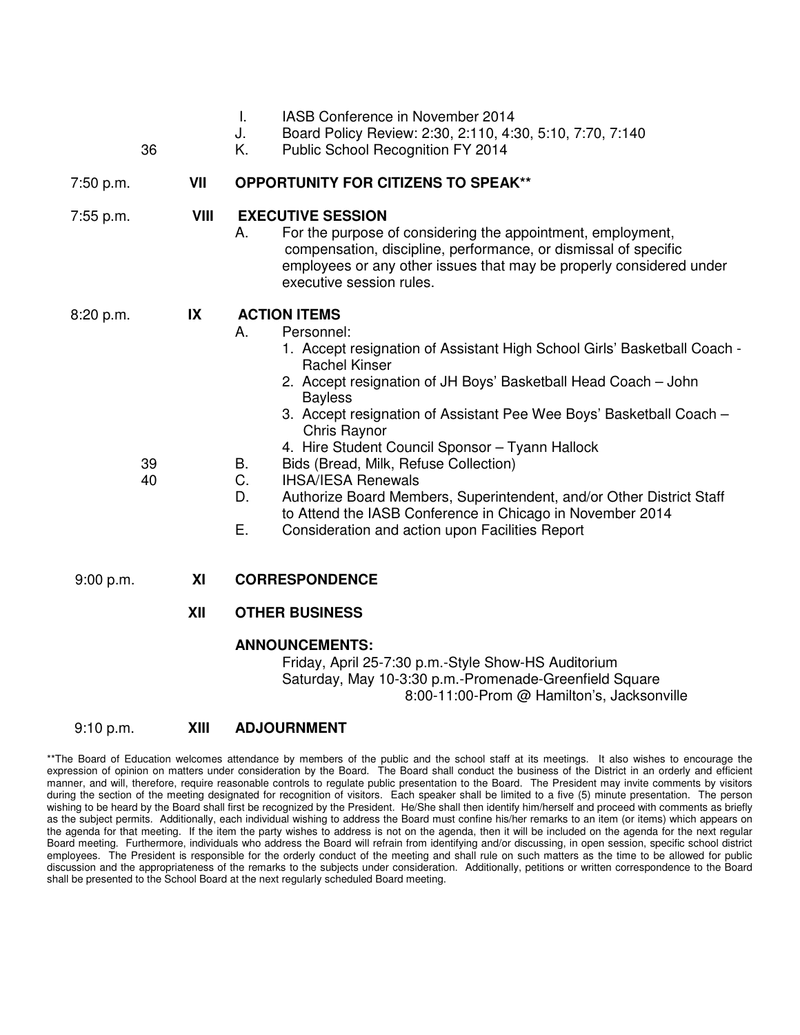| | | | |
|---|---|---|---|
| | | I. | IASB Conference in November 2014 |
| | | J. | Board Policy Review: 2:30, 2:110, 4:30, 5:10, 7:70, 7:140 |
| 36 | | K. | Public School Recognition FY 2014 |
| 7:50 p.m. | **VII** | | **OPPORTUNITY FOR CITIZENS TO SPEAK**** |
| 7:55 p.m. | **VIII** | | **EXECUTIVE SESSION** |
| | | A. | For the purpose of considering the appointment, employment, compensation, discipline, performance, or dismissal of specific employees or any other issues that may be properly considered under executive session rules. |
| 8:20 p.m. | **IX** | | **ACTION ITEMS** |
| | | A. | Personnel:<br>1. Accept resignation of Assistant High School Girls' Basketball Coach - Rachel Kinser<br>2. Accept resignation of JH Boys' Basketball Head Coach – John Bayless<br>3. Accept resignation of Assistant Pee Wee Boys' Basketball Coach – Chris Raynor<br>4. Hire Student Council Sponsor – Tyann Hallock |
| 39 | | B. | Bids (Bread, Milk, Refuse Collection) |
| 40 | | C. | IHSA/IESA Renewals |
| | | D. | Authorize Board Members, Superintendent, and/or Other District Staff to Attend the IASB Conference in Chicago in November 2014 |
| | | E. | Consideration and action upon Facilities Report |
| 9:00 p.m. | **XI** | | **CORRESPONDENCE** |
| | **XII** | | **OTHER BUSINESS** |

**ANNOUNCEMENTS:**

Friday, April 25-7:30 p.m.-Style Show-HS Auditorium
Saturday, May 10-3:30 p.m.-Promenade-Greenfield Square
8:00-11:00-Prom @ Hamilton's, Jacksonville

| | | |
|---|---|---|
| 9:10 p.m. | **XIII** | **ADJOURNMENT** |

**The Board of Education welcomes attendance by members of the public and the school staff at its meetings. It also wishes to encourage the expression of opinion on matters under consideration by the Board. The Board shall conduct the business of the District in an orderly and efficient manner, and will, therefore, require reasonable controls to regulate public presentation to the Board. The President may invite comments by visitors during the section of the meeting designated for recognition of visitors. Each speaker shall be limited to a five (5) minute presentation. The person wishing to be heard by the Board shall first be recognized by the President. He/She shall then identify him/herself and proceed with comments as briefly as the subject permits. Additionally, each individual wishing to address the Board must confine his/her remarks to an item (or items) which appears on the agenda for that meeting. If the item the party wishes to address is not on the agenda, then it will be included on the agenda for the next regular Board meeting. Furthermore, individuals who address the Board will refrain from identifying and/or discussing, in open session, specific school district employees. The President is responsible for the orderly conduct of the meeting and shall rule on such matters as the time to be allowed for public discussion and the appropriateness of the remarks to the subjects under consideration. Additionally, petitions or written correspondence to the Board shall be presented to the School Board at the next regularly scheduled Board meeting.